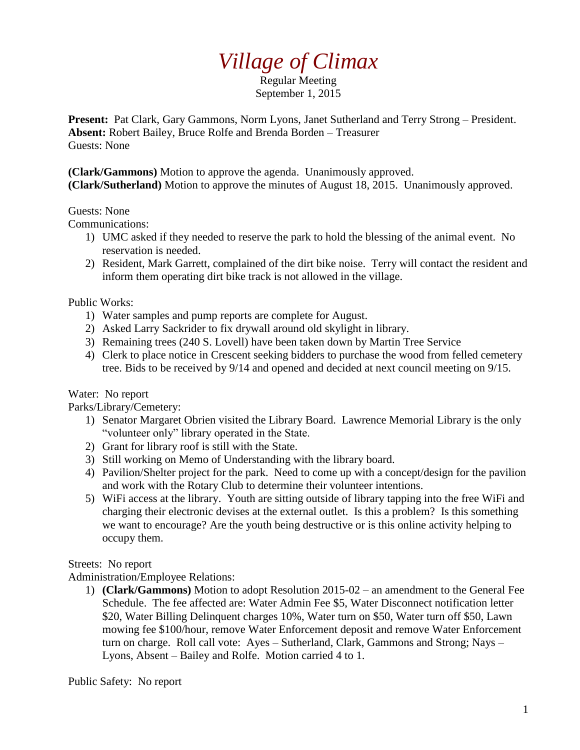# *Village of Climax*

Regular Meeting
September 1, 2015

**Present:** Pat Clark, Gary Gammons, Norm Lyons, Janet Sutherland and Terry Strong – President.
**Absent:** Robert Bailey, Bruce Rolfe and Brenda Borden – Treasurer
Guests: None

**(Clark/Gammons)** Motion to approve the agenda. Unanimously approved.
**(Clark/Sutherland)** Motion to approve the minutes of August 18, 2015. Unanimously approved.

Guests: None
Communications:

1) UMC asked if they needed to reserve the park to hold the blessing of the animal event. No reservation is needed.
2) Resident, Mark Garrett, complained of the dirt bike noise. Terry will contact the resident and inform them operating dirt bike track is not allowed in the village.

Public Works:

1) Water samples and pump reports are complete for August.
2) Asked Larry Sackrider to fix drywall around old skylight in library.
3) Remaining trees (240 S. Lovell) have been taken down by Martin Tree Service
4) Clerk to place notice in Crescent seeking bidders to purchase the wood from felled cemetery tree. Bids to be received by 9/14 and opened and decided at next council meeting on 9/15.

Water: No report
Parks/Library/Cemetery:

1) Senator Margaret Obrien visited the Library Board. Lawrence Memorial Library is the only "volunteer only" library operated in the State.
2) Grant for library roof is still with the State.
3) Still working on Memo of Understanding with the library board.
4) Pavilion/Shelter project for the park. Need to come up with a concept/design for the pavilion and work with the Rotary Club to determine their volunteer intentions.
5) WiFi access at the library. Youth are sitting outside of library tapping into the free WiFi and charging their electronic devises at the external outlet. Is this a problem? Is this something we want to encourage? Are the youth being destructive or is this online activity helping to occupy them.

Streets: No report
Administration/Employee Relations:

1) **(Clark/Gammons)** Motion to adopt Resolution 2015-02 – an amendment to the General Fee Schedule. The fee affected are: Water Admin Fee $5, Water Disconnect notification letter $20, Water Billing Delinquent charges 10%, Water turn on $50, Water turn off $50, Lawn mowing fee $100/hour, remove Water Enforcement deposit and remove Water Enforcement turn on charge. Roll call vote: Ayes – Sutherland, Clark, Gammons and Strong; Nays – Lyons, Absent – Bailey and Rolfe. Motion carried 4 to 1.

Public Safety: No report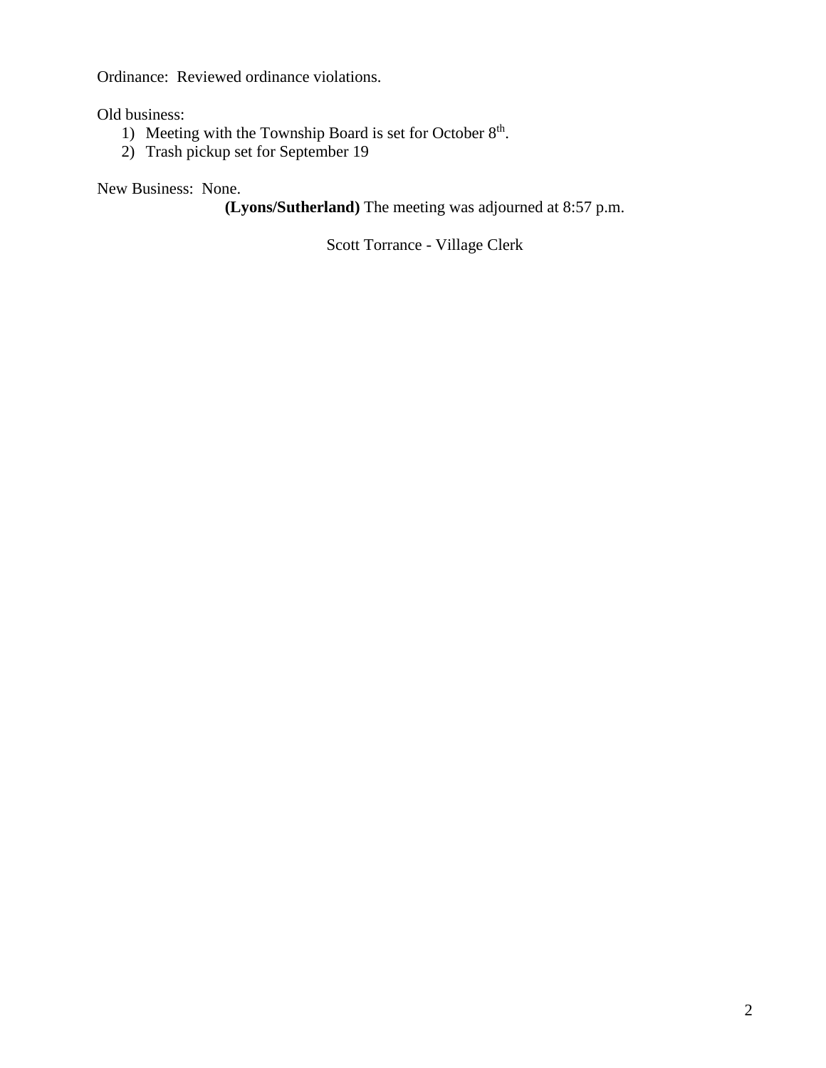Ordinance: Reviewed ordinance violations.

Old business:

1) Meeting with the Township Board is set for October 8th.
2) Trash pickup set for September 19

New Business: None.

**(Lyons/Sutherland)** The meeting was adjourned at 8:57 p.m.

Scott Torrance - Village Clerk